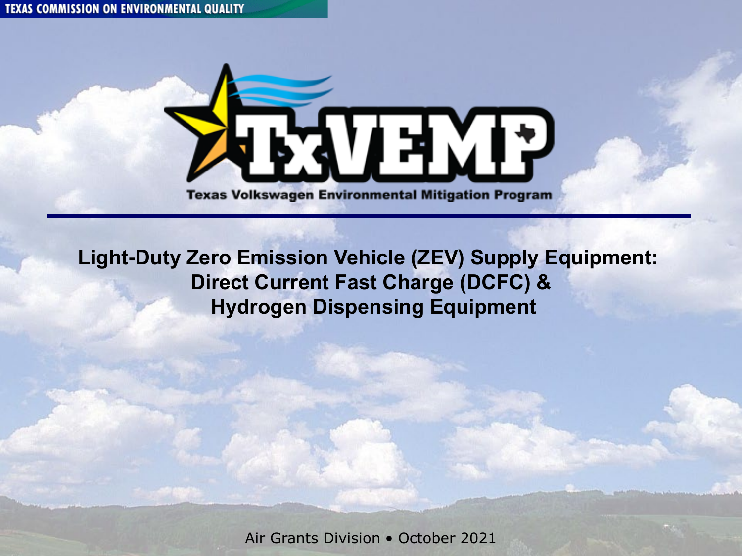TEXAS COMMISSION ON ENVIRONMENTAL QUALITY

# TxVEMP

Texas Volkswagen Environmental Mitigation Program

## Light-Duty Zero Emission Vehicle (ZEV) Supply Equipment: Direct Current Fast Charge (DCFC) & Hydrogen Dispensing Equipment

Air Grants Division • October 2021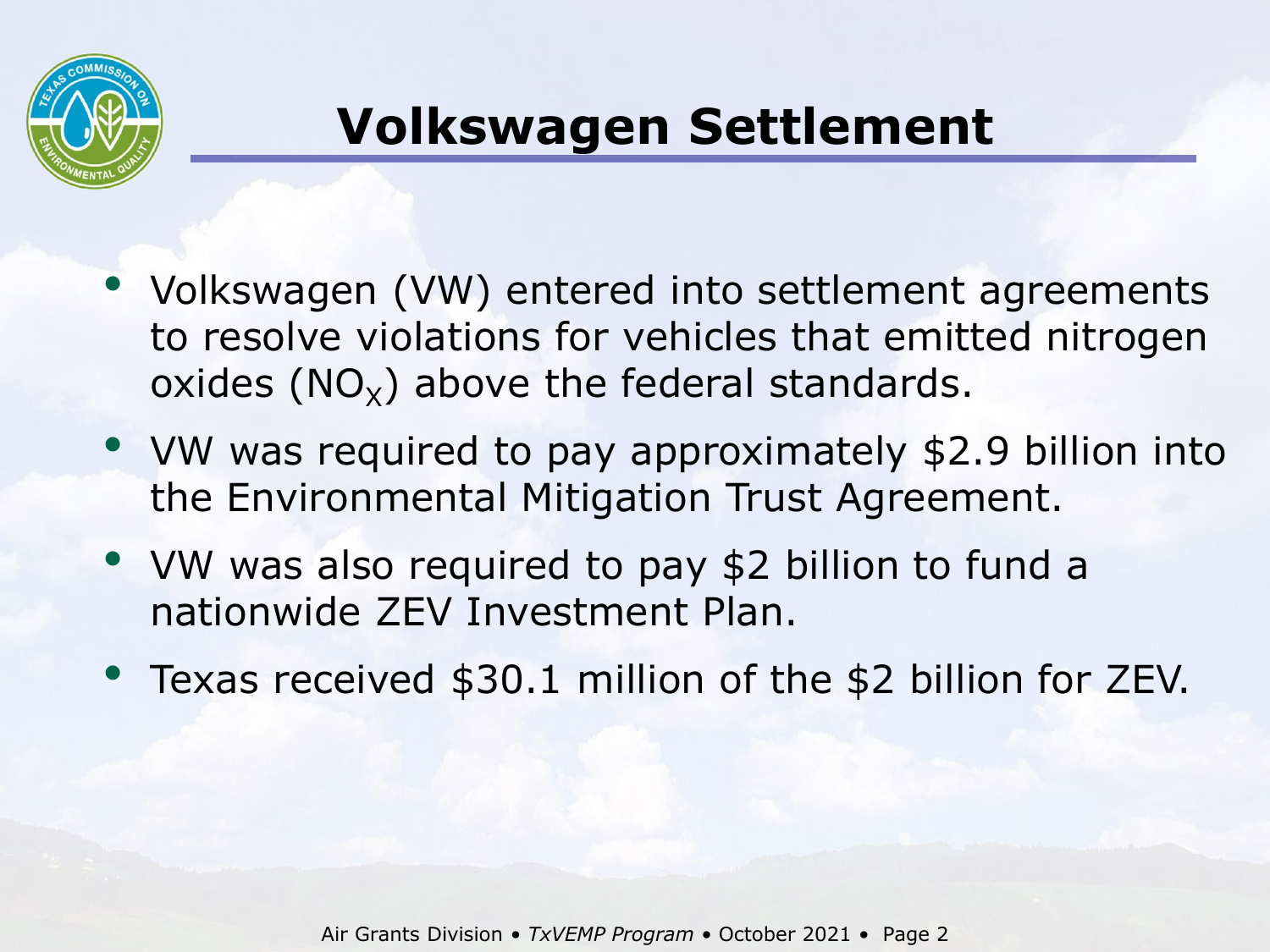# Volkswagen Settlement

- Volkswagen (VW) entered into settlement agreements to resolve violations for vehicles that emitted nitrogen oxides ($NO_X$) above the federal standards.
- VW was required to pay approximately $2.9 billion into the Environmental Mitigation Trust Agreement.
- VW was also required to pay $2 billion to fund a nationwide ZEV Investment Plan.
- Texas received $30.1 million of the $2 billion for ZEV.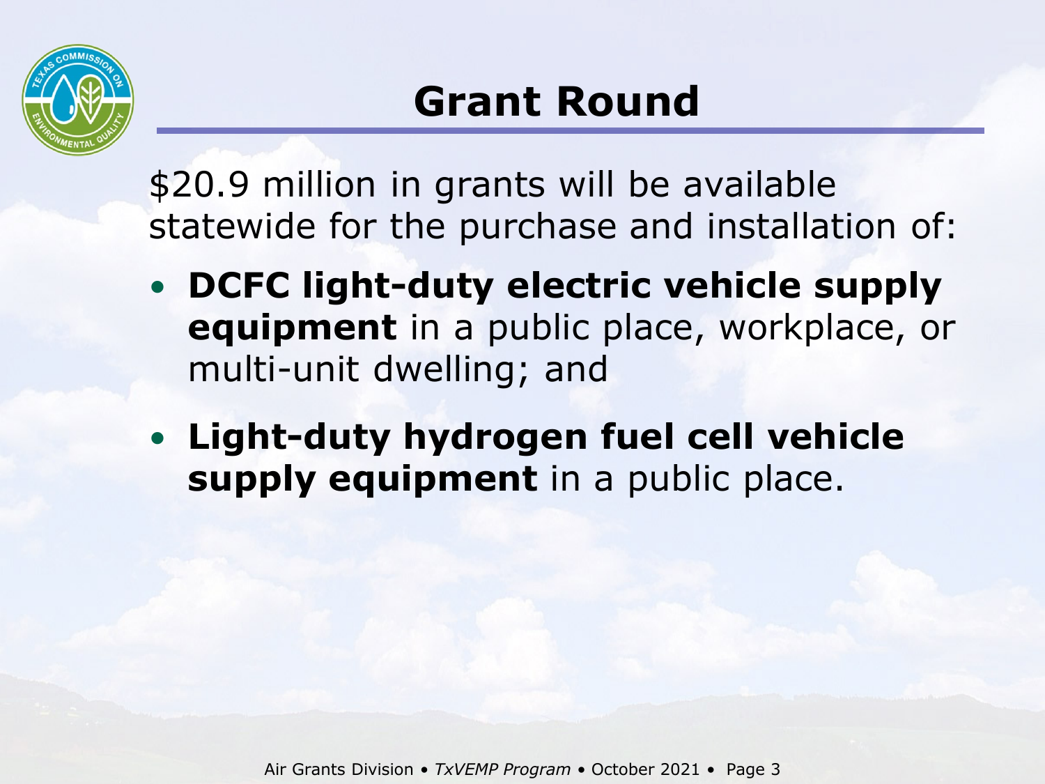# Grant Round

$20.9 million in grants will be available statewide for the purchase and installation of:

- **DCFC light-duty electric vehicle supply equipment** in a public place, workplace, or multi-unit dwelling; and
- **Light-duty hydrogen fuel cell vehicle supply equipment** in a public place.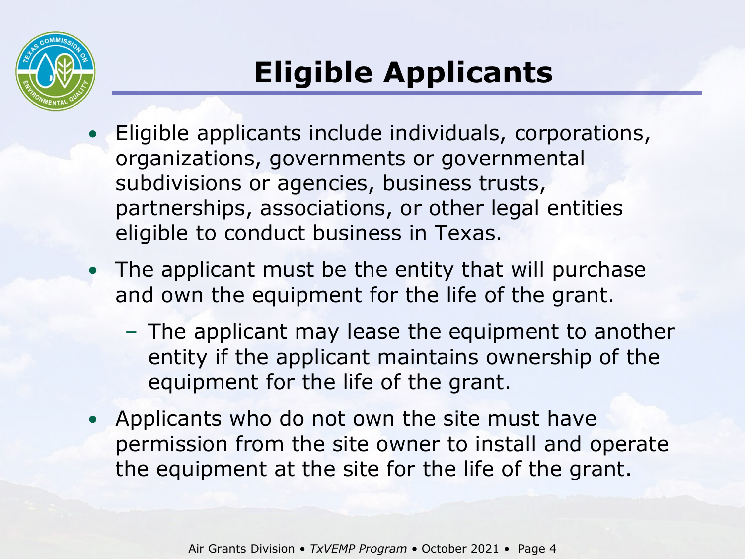# Eligible Applicants

- Eligible applicants include individuals, corporations, organizations, governments or governmental subdivisions or agencies, business trusts, partnerships, associations, or other legal entities eligible to conduct business in Texas.
- The applicant must be the entity that will purchase and own the equipment for the life of the grant.
  - The applicant may lease the equipment to another entity if the applicant maintains ownership of the equipment for the life of the grant.
- Applicants who do not own the site must have permission from the site owner to install and operate the equipment at the site for the life of the grant.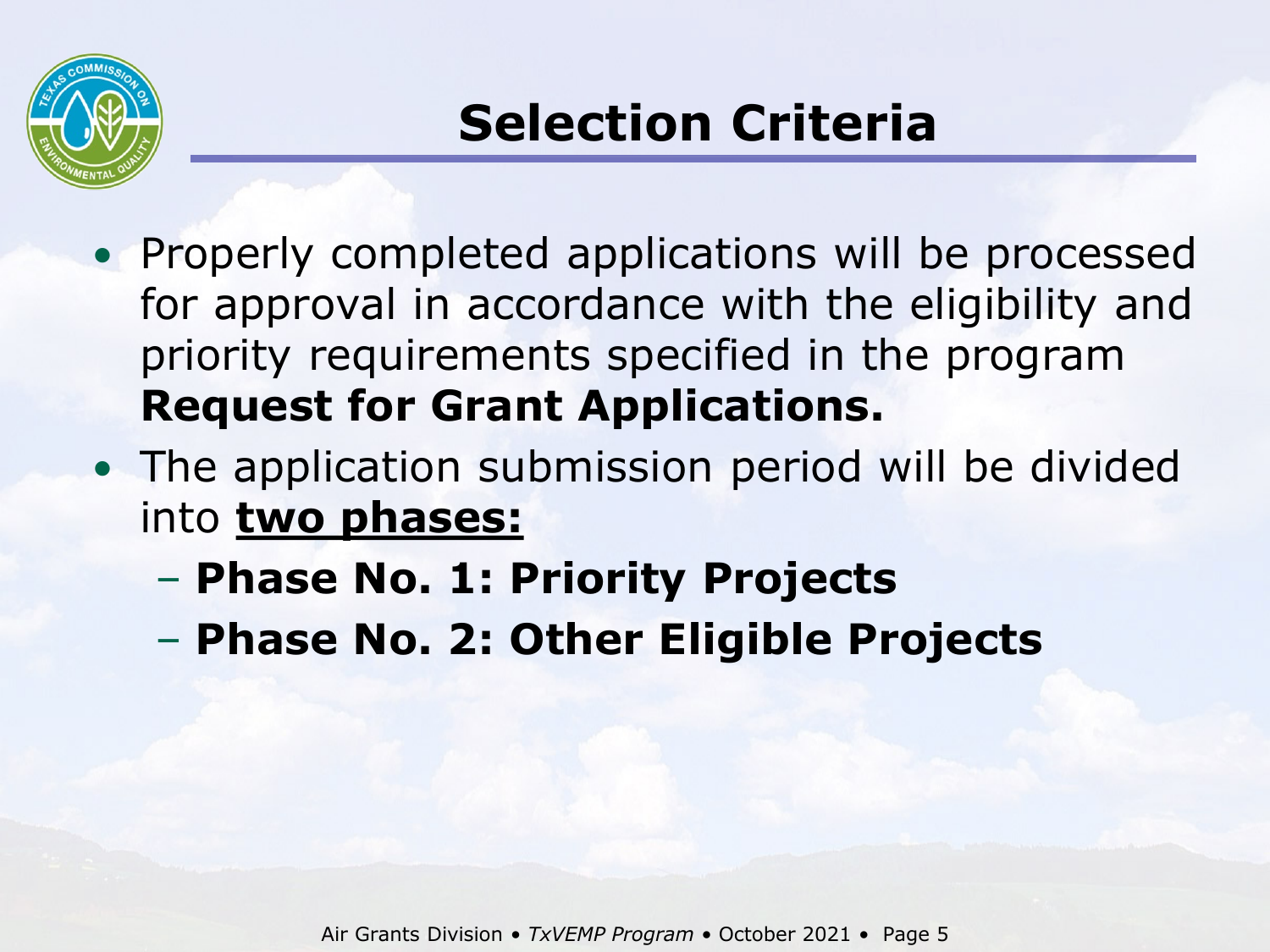# Selection Criteria

- Properly completed applications will be processed for approval in accordance with the eligibility and priority requirements specified in the program **Request for Grant Applications.**
- The application submission period will be divided into **two phases:**
  - **Phase No. 1: Priority Projects**
  - **Phase No. 2: Other Eligible Projects**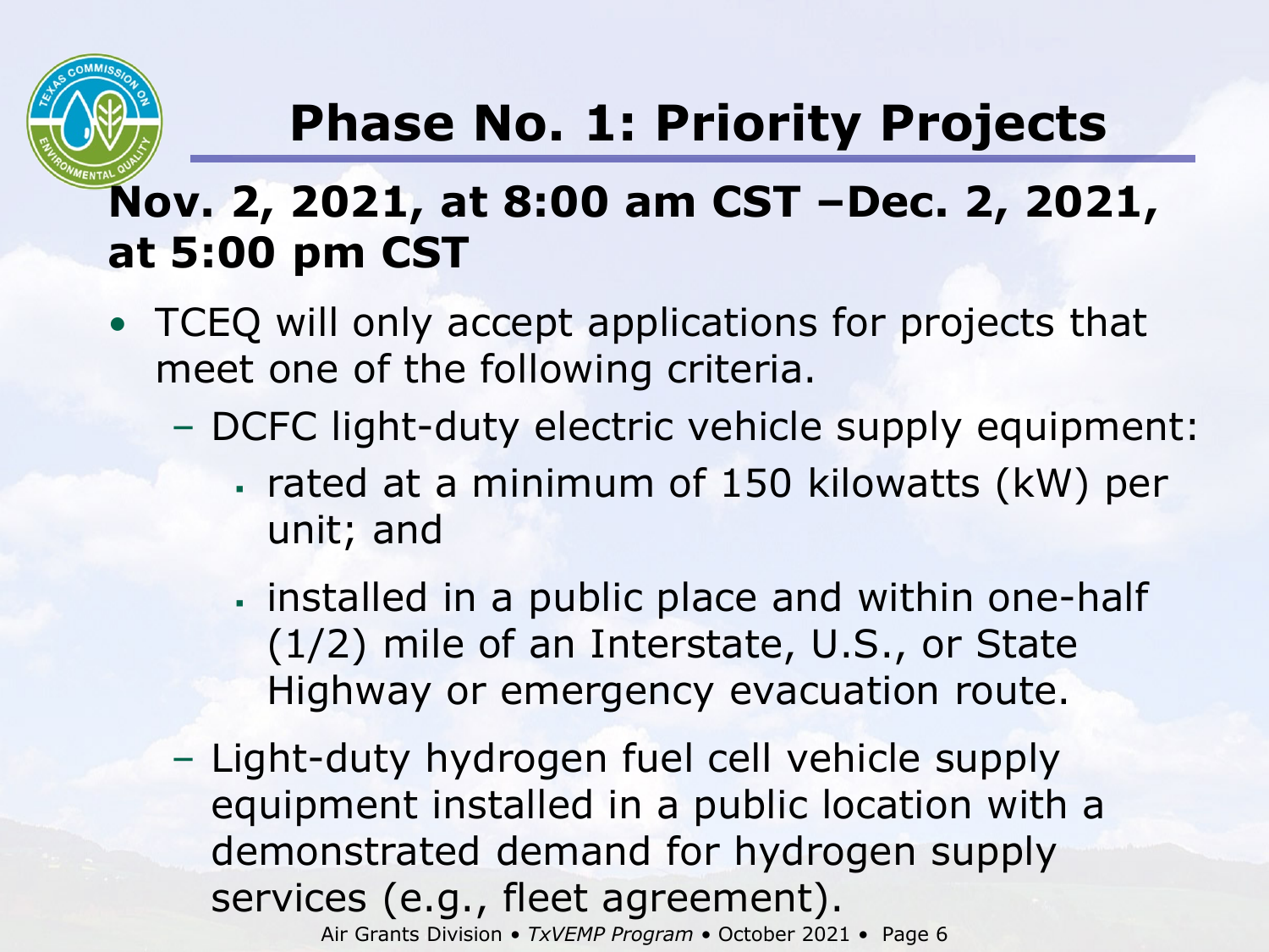# Phase No. 1: Priority Projects

## Nov. 2, 2021, at 8:00 am CST –Dec. 2, 2021, at 5:00 pm CST

- TCEQ will only accept applications for projects that meet one of the following criteria.
  - DCFC light-duty electric vehicle supply equipment:
    - rated at a minimum of 150 kilowatts (kW) per unit; and
    - installed in a public place and within one-half (1/2) mile of an Interstate, U.S., or State Highway or emergency evacuation route.
  - Light-duty hydrogen fuel cell vehicle supply equipment installed in a public location with a demonstrated demand for hydrogen supply services (e.g., fleet agreement).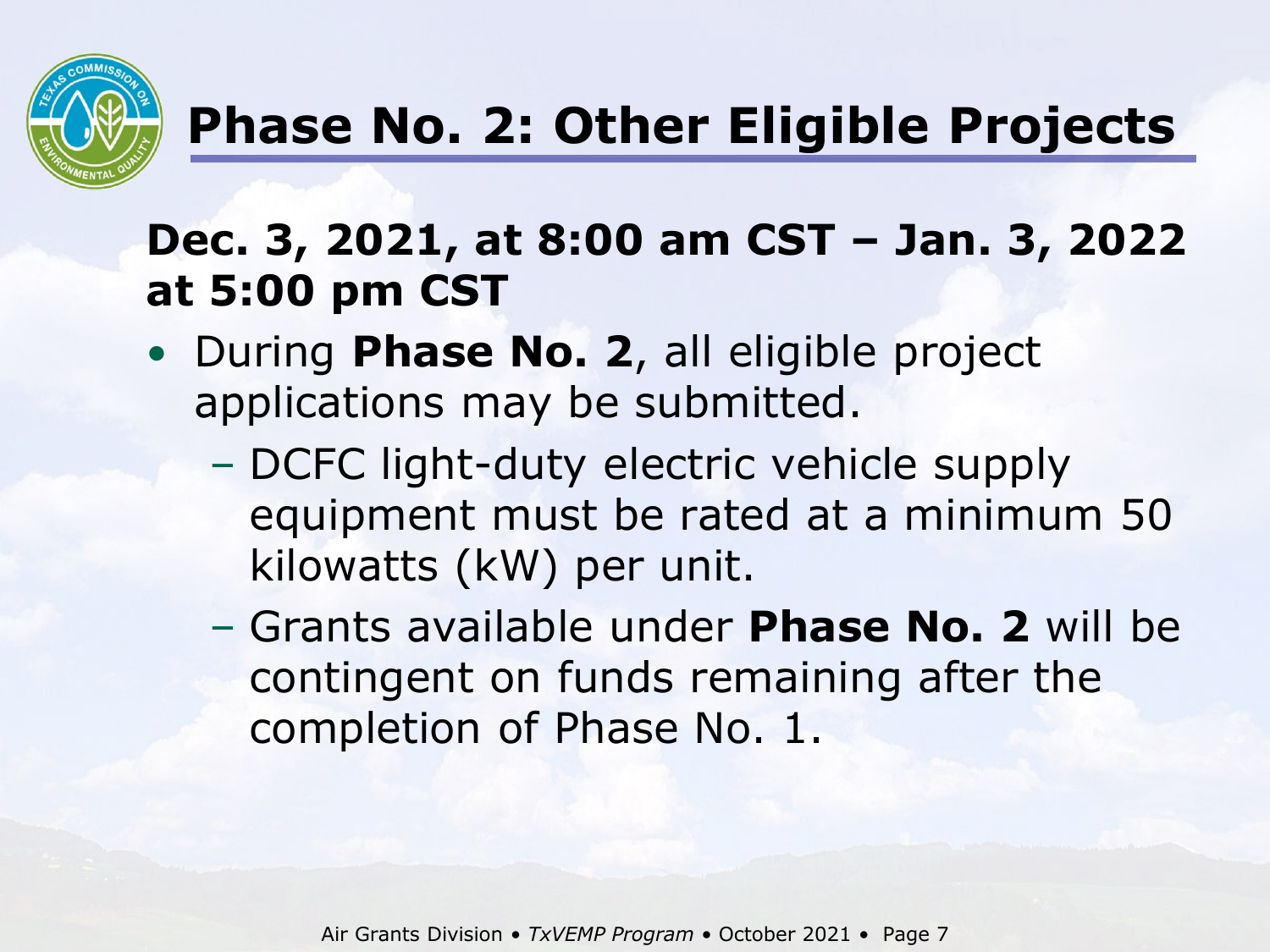# Phase No. 2: Other Eligible Projects

**Dec. 3, 2021, at 8:00 am CST – Jan. 3, 2022 at 5:00 pm CST**

- During **Phase No. 2**, all eligible project applications may be submitted.
  - DCFC light-duty electric vehicle supply equipment must be rated at a minimum 50 kilowatts (kW) per unit.
  - Grants available under **Phase No. 2** will be contingent on funds remaining after the completion of Phase No. 1.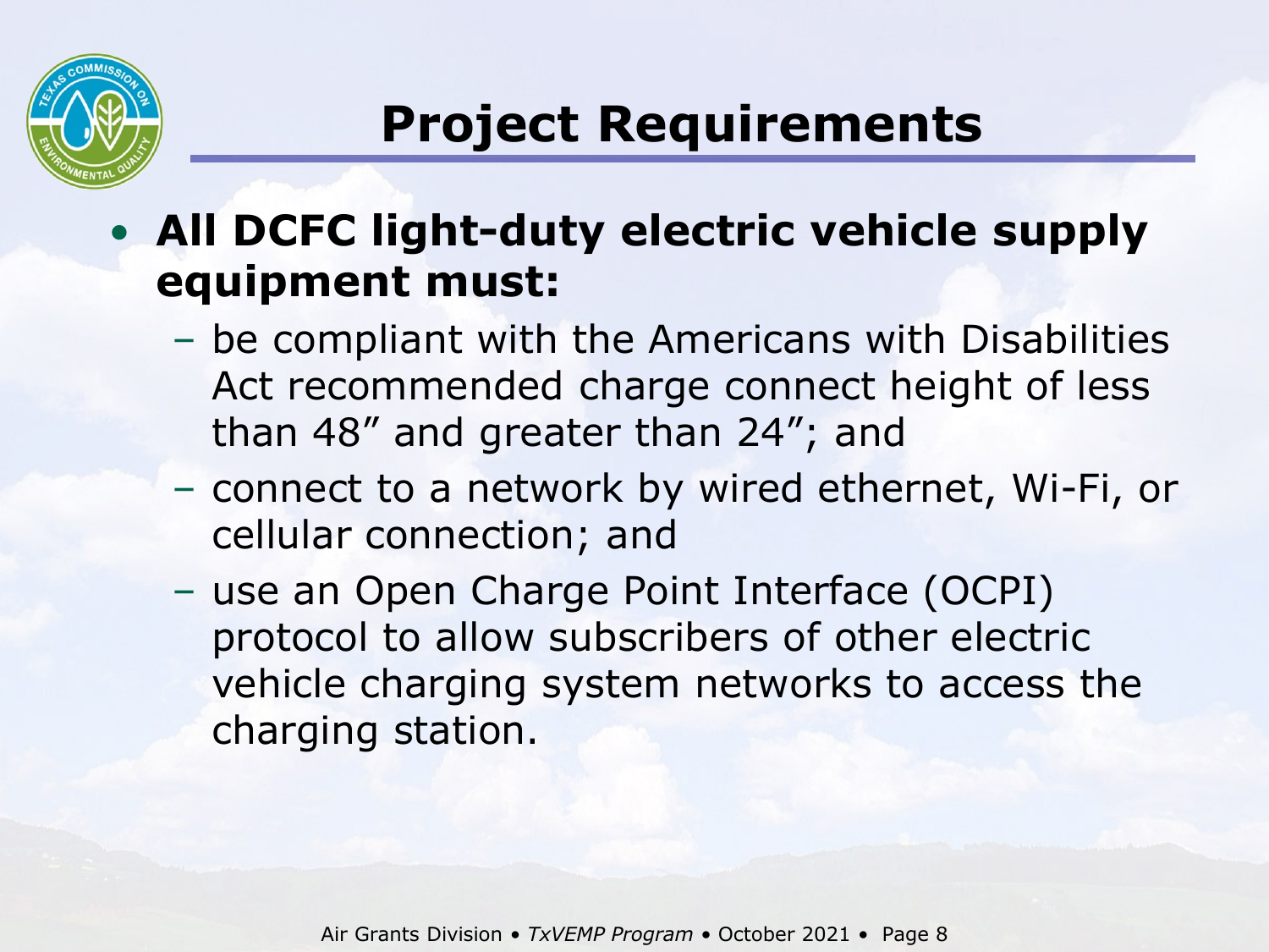# Project Requirements

- **All DCFC light-duty electric vehicle supply equipment must:**
  - be compliant with the Americans with Disabilities Act recommended charge connect height of less than 48” and greater than 24”; and
  - connect to a network by wired ethernet, Wi-Fi, or cellular connection; and
  - use an Open Charge Point Interface (OCPI) protocol to allow subscribers of other electric vehicle charging system networks to access the charging station.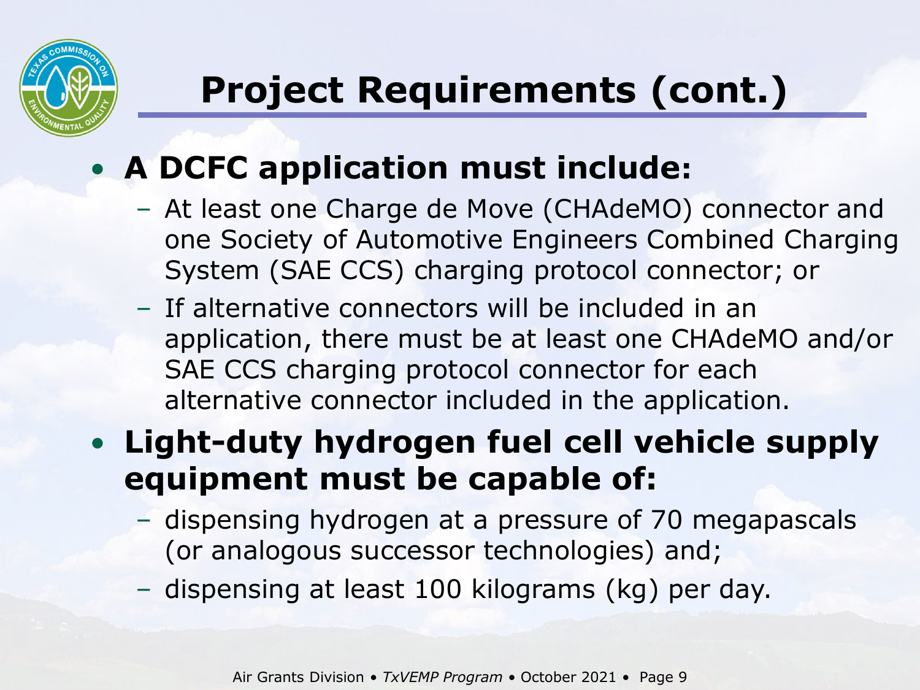# Project Requirements (cont.)

- **A DCFC application must include:**
  - At least one Charge de Move (CHAdeMO) connector and one Society of Automotive Engineers Combined Charging System (SAE CCS) charging protocol connector; or
  - If alternative connectors will be included in an application, there must be at least one CHAdeMO and/or SAE CCS charging protocol connector for each alternative connector included in the application.
- **Light-duty hydrogen fuel cell vehicle supply equipment must be capable of:**
  - dispensing hydrogen at a pressure of 70 megapascals (or analogous successor technologies) and;
  - dispensing at least 100 kilograms (kg) per day.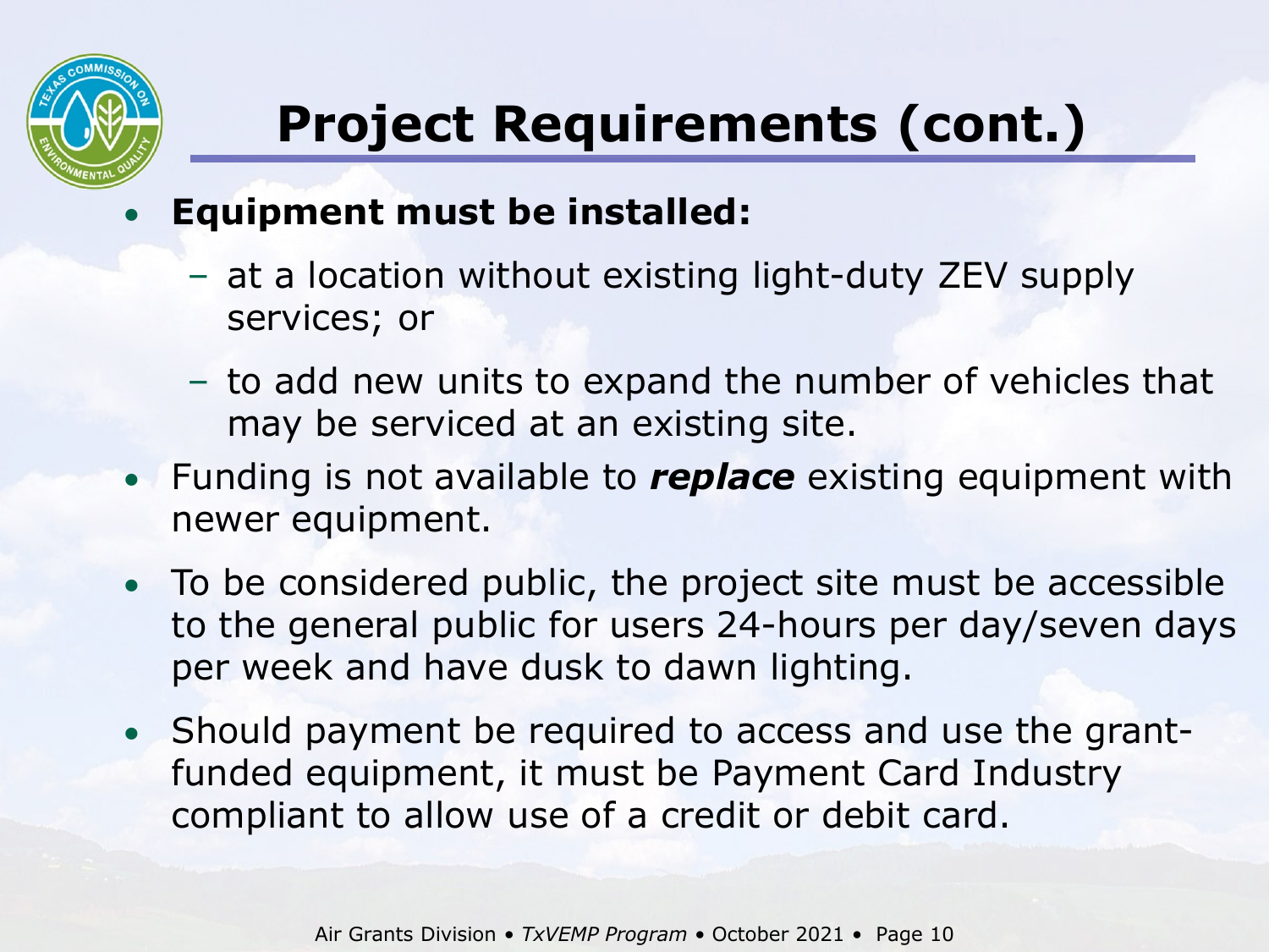# Project Requirements (cont.)

- **Equipment must be installed:**
  - at a location without existing light-duty ZEV supply services; or
  - to add new units to expand the number of vehicles that may be serviced at an existing site.
- Funding is not available to ***replace*** existing equipment with newer equipment.
- To be considered public, the project site must be accessible to the general public for users 24-hours per day/seven days per week and have dusk to dawn lighting.
- Should payment be required to access and use the grant-funded equipment, it must be Payment Card Industry compliant to allow use of a credit or debit card.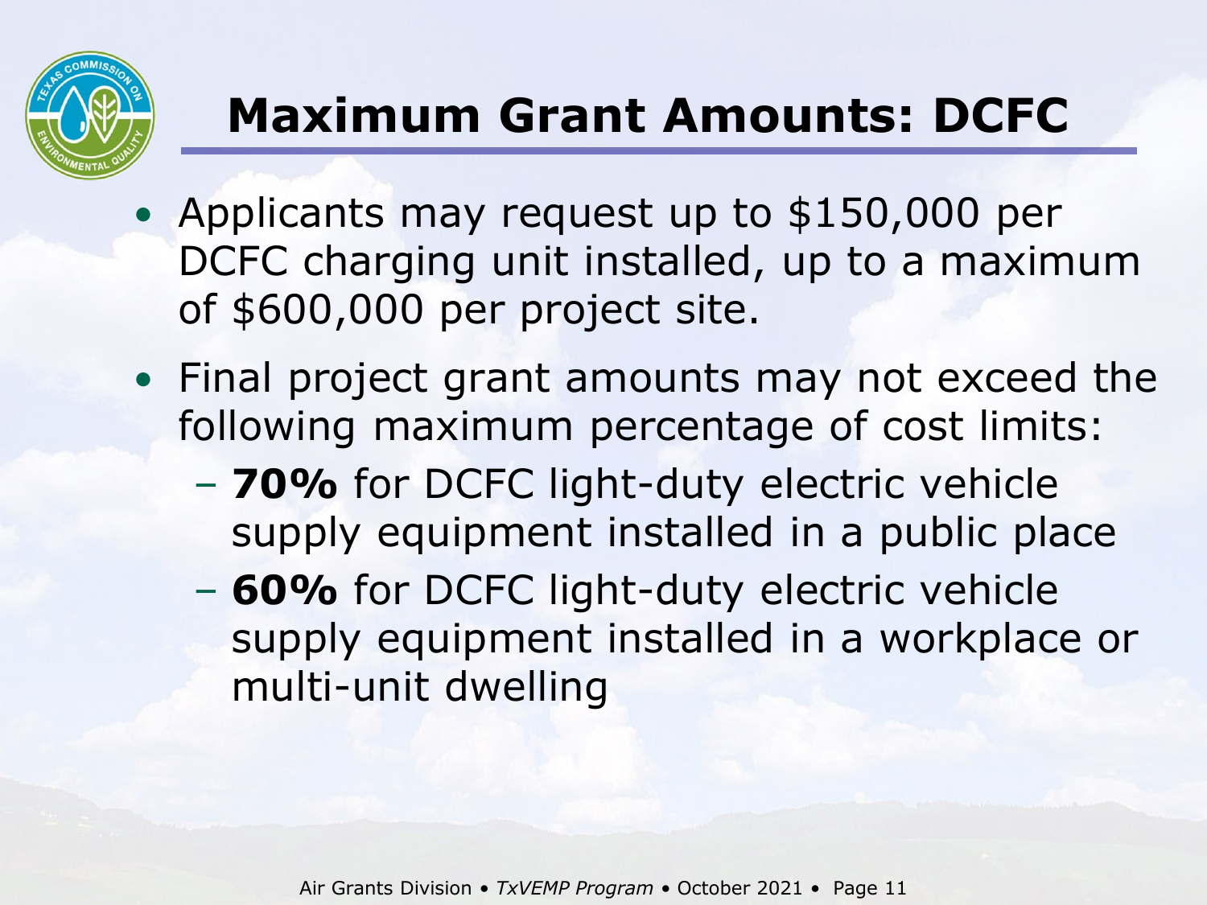# Maximum Grant Amounts: DCFC

- Applicants may request up to $150,000 per DCFC charging unit installed, up to a maximum of $600,000 per project site.
- Final project grant amounts may not exceed the following maximum percentage of cost limits:
  - **70%** for DCFC light-duty electric vehicle supply equipment installed in a public place
  - **60%** for DCFC light-duty electric vehicle supply equipment installed in a workplace or multi-unit dwelling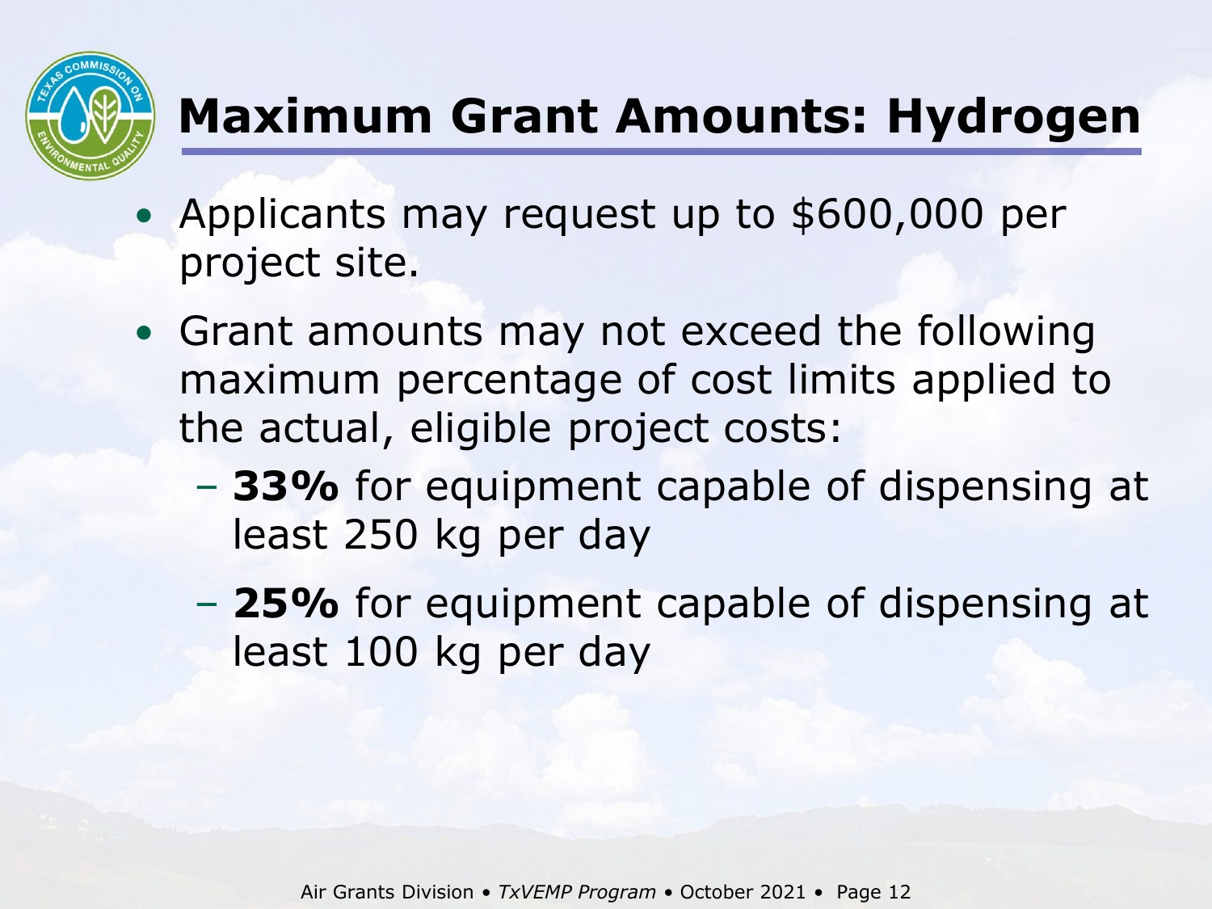# Maximum Grant Amounts: Hydrogen

- Applicants may request up to $600,000 per project site.
- Grant amounts may not exceed the following maximum percentage of cost limits applied to the actual, eligible project costs:
  - **33%** for equipment capable of dispensing at least 250 kg per day
  - **25%** for equipment capable of dispensing at least 100 kg per day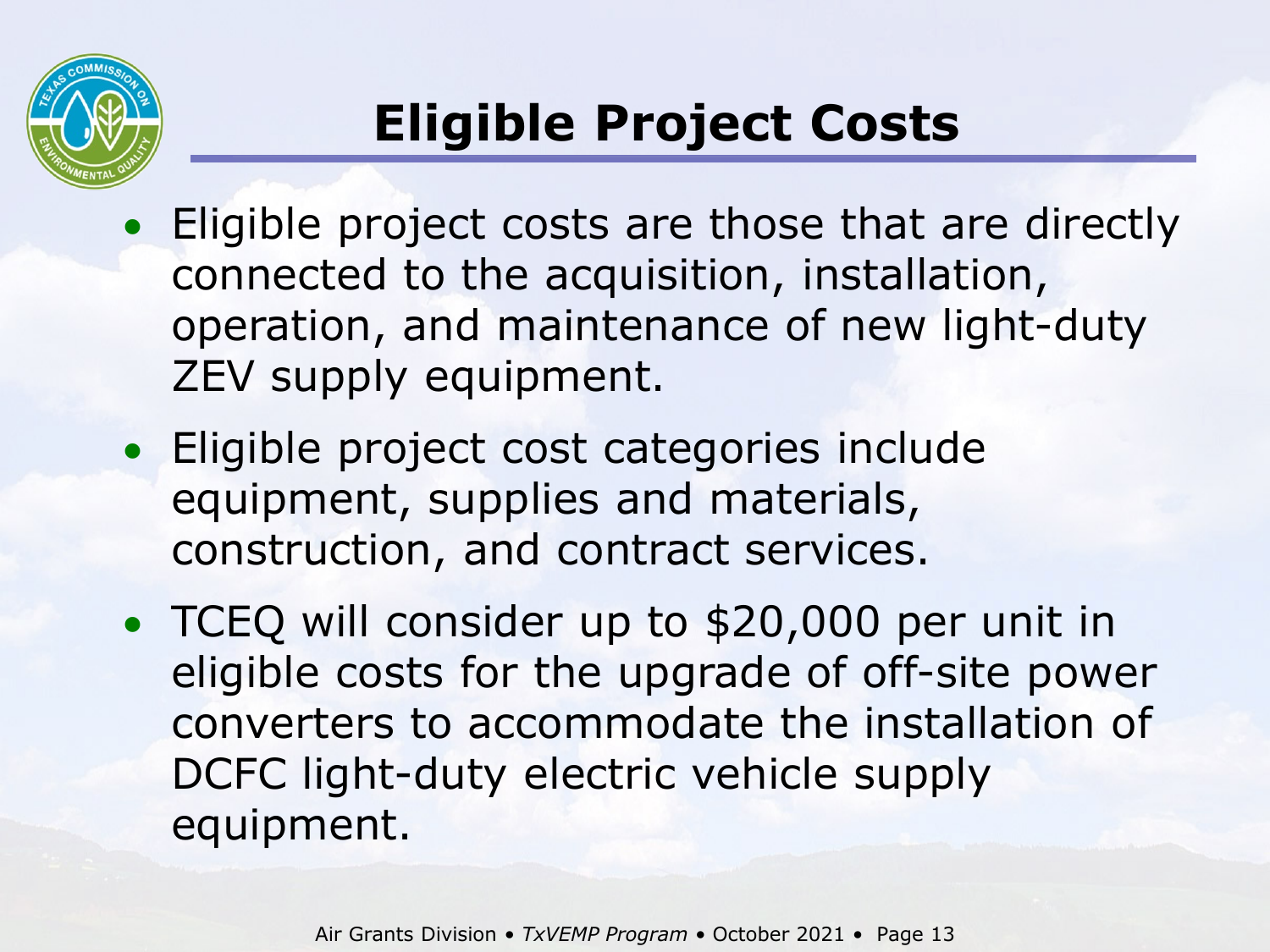# Eligible Project Costs

- Eligible project costs are those that are directly connected to the acquisition, installation, operation, and maintenance of new light-duty ZEV supply equipment.
- Eligible project cost categories include equipment, supplies and materials, construction, and contract services.
- TCEQ will consider up to $20,000 per unit in eligible costs for the upgrade of off-site power converters to accommodate the installation of DCFC light-duty electric vehicle supply equipment.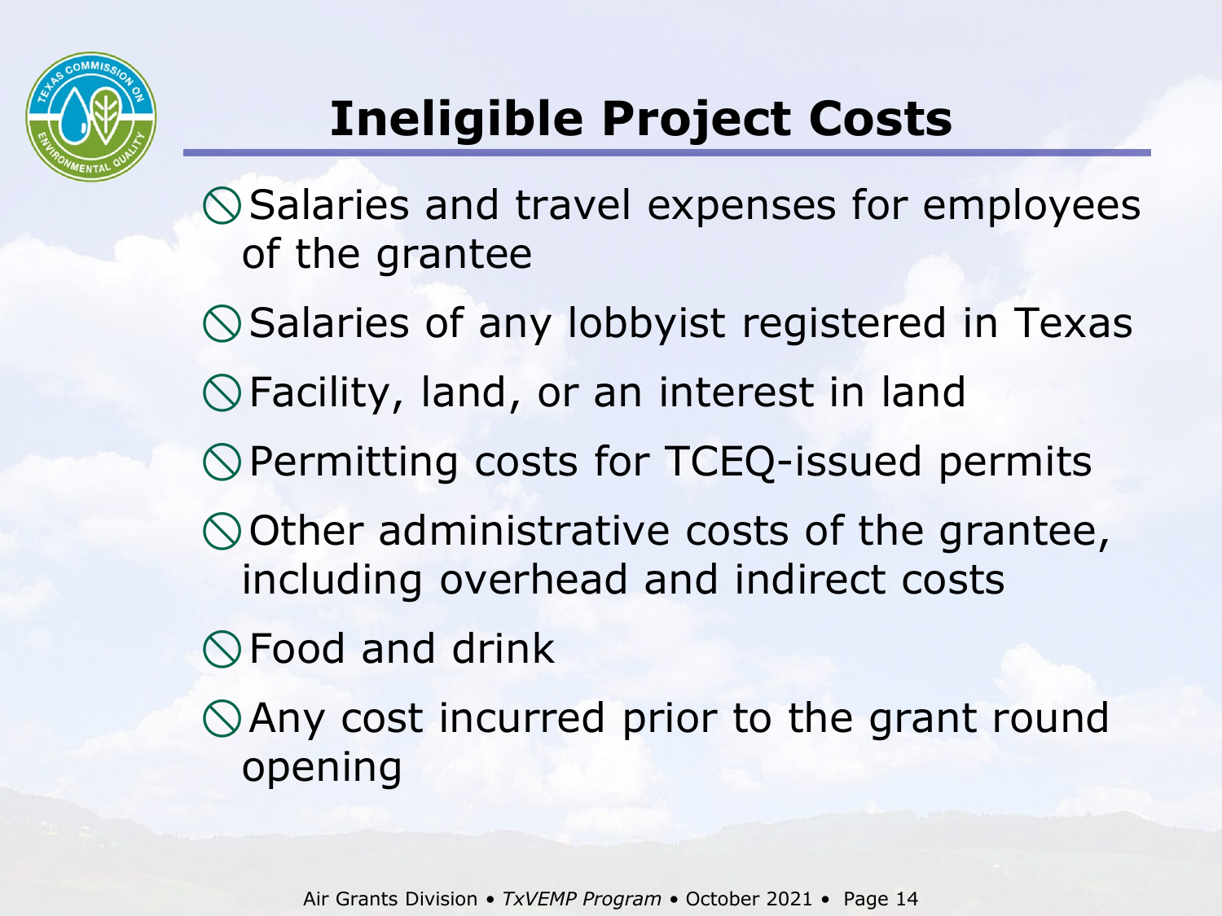# Ineligible Project Costs

- Salaries and travel expenses for employees of the grantee
- Salaries of any lobbyist registered in Texas
- Facility, land, or an interest in land
- Permitting costs for TCEQ-issued permits
- Other administrative costs of the grantee, including overhead and indirect costs
- Food and drink
- Any cost incurred prior to the grant round opening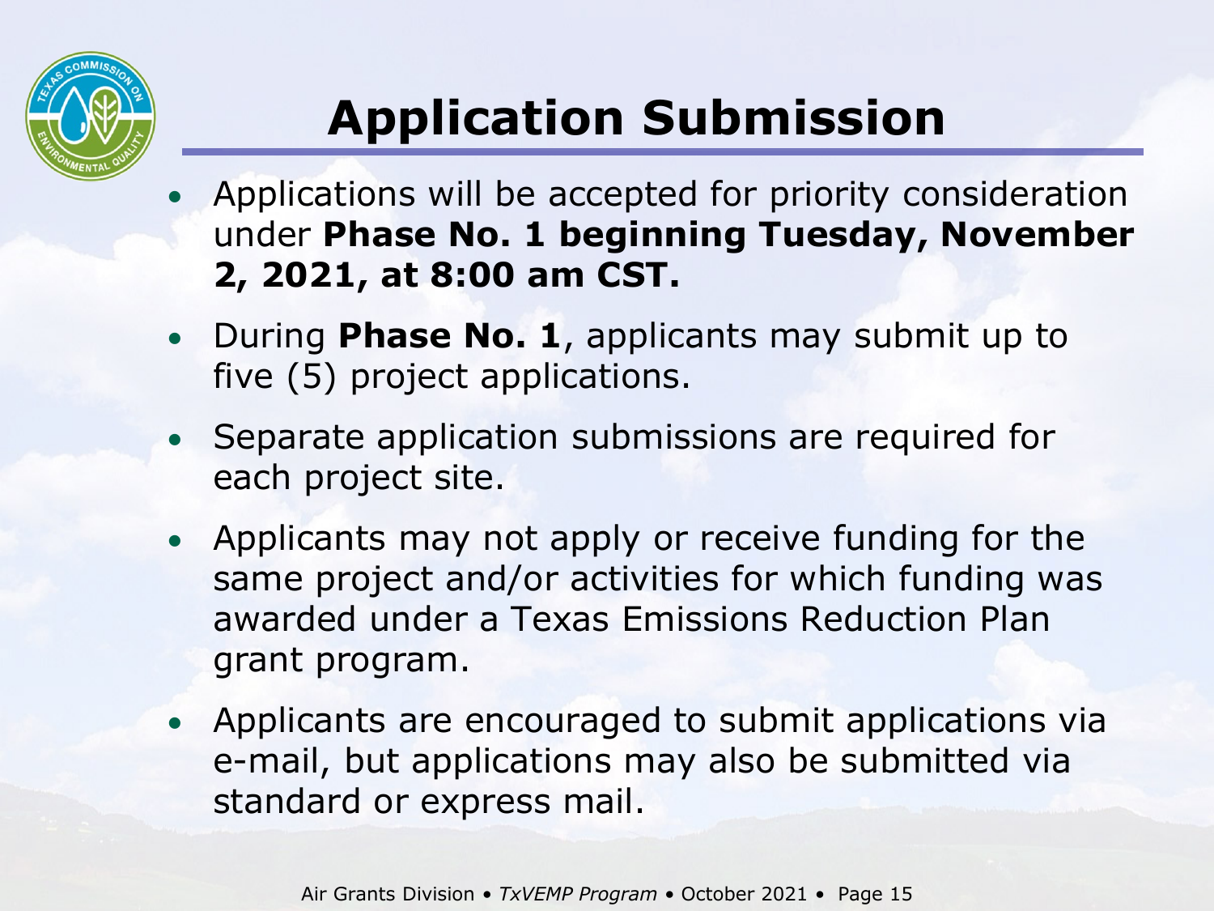# Application Submission

- Applications will be accepted for priority consideration under **Phase No. 1 beginning Tuesday, November 2, 2021, at 8:00 am CST.**
- During **Phase No. 1**, applicants may submit up to five (5) project applications.
- Separate application submissions are required for each project site.
- Applicants may not apply or receive funding for the same project and/or activities for which funding was awarded under a Texas Emissions Reduction Plan grant program.
- Applicants are encouraged to submit applications via e-mail, but applications may also be submitted via standard or express mail.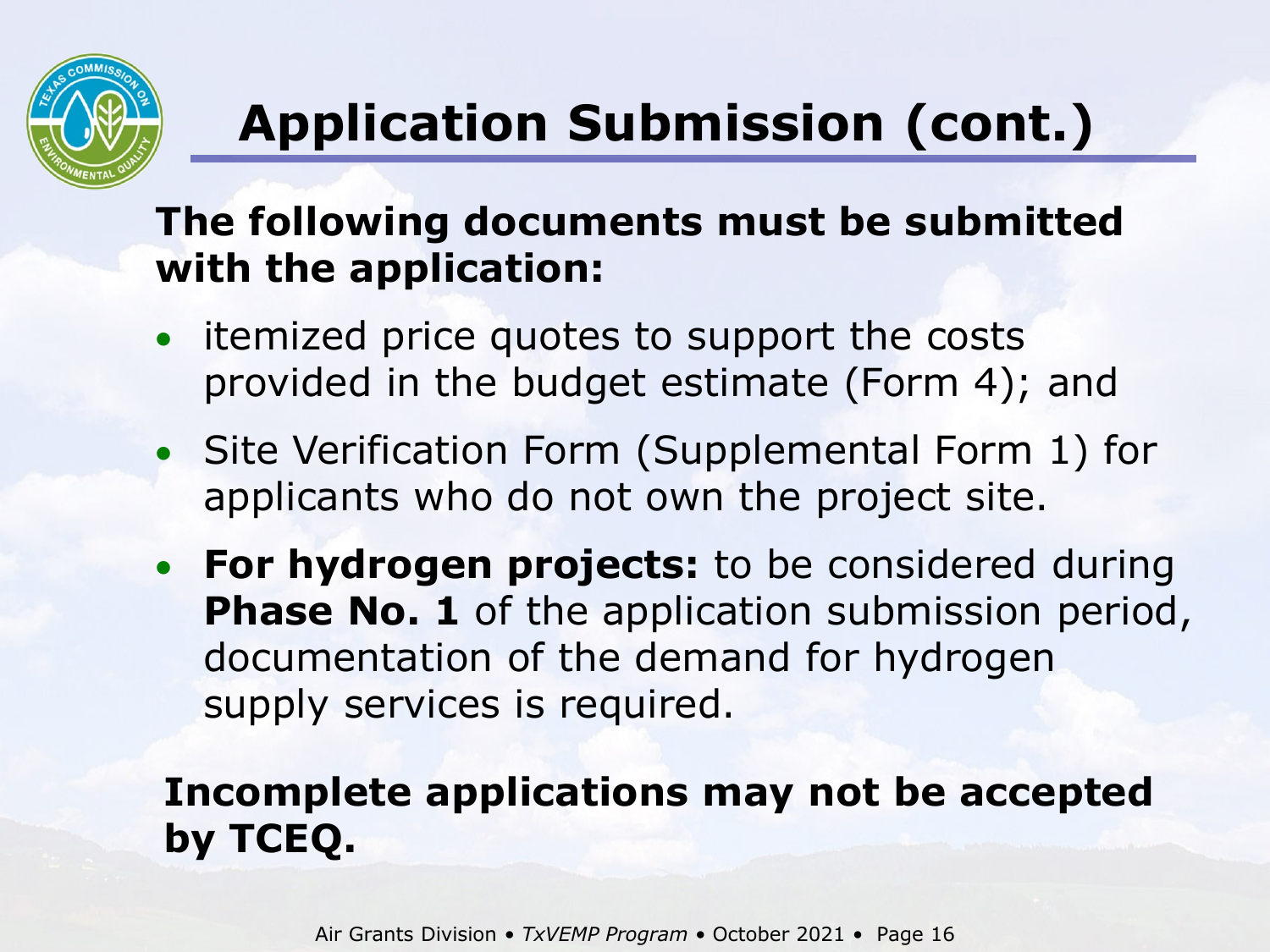# Application Submission (cont.)

**The following documents must be submitted with the application:**

- itemized price quotes to support the costs provided in the budget estimate (Form 4); and
- Site Verification Form (Supplemental Form 1) for applicants who do not own the project site.
- **For hydrogen projects:** to be considered during **Phase No. 1** of the application submission period, documentation of the demand for hydrogen supply services is required.

**Incomplete applications may not be accepted by TCEQ.**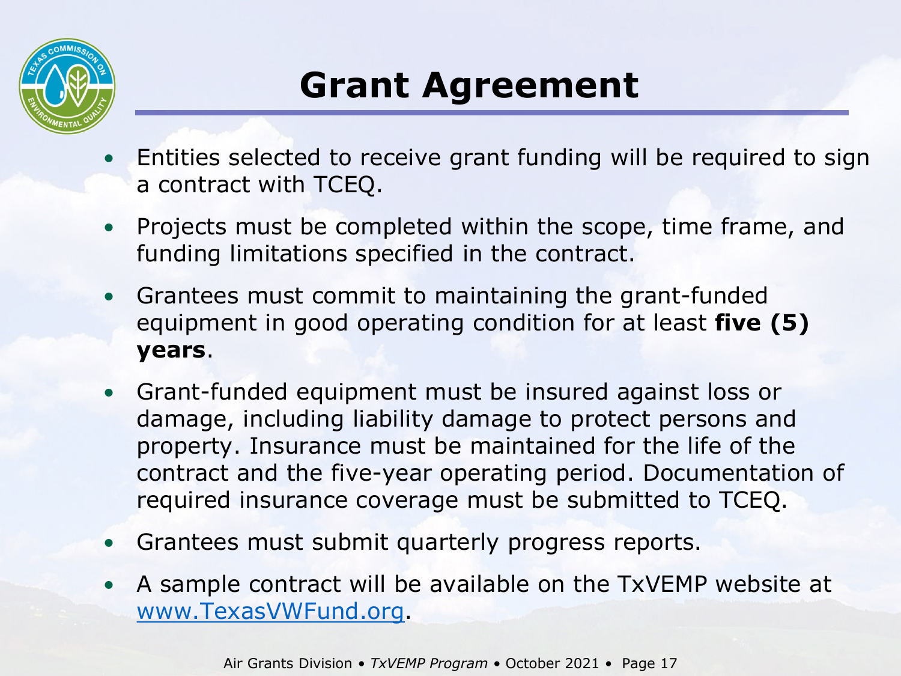# Grant Agreement

- Entities selected to receive grant funding will be required to sign a contract with TCEQ.
- Projects must be completed within the scope, time frame, and funding limitations specified in the contract.
- Grantees must commit to maintaining the grant-funded equipment in good operating condition for at least **five (5) years**.
- Grant-funded equipment must be insured against loss or damage, including liability damage to protect persons and property. Insurance must be maintained for the life of the contract and the five-year operating period. Documentation of required insurance coverage must be submitted to TCEQ.
- Grantees must submit quarterly progress reports.
- A sample contract will be available on the TxVEMP website at [www.TexasVWFund.org](http://www.TexasVWFund.org).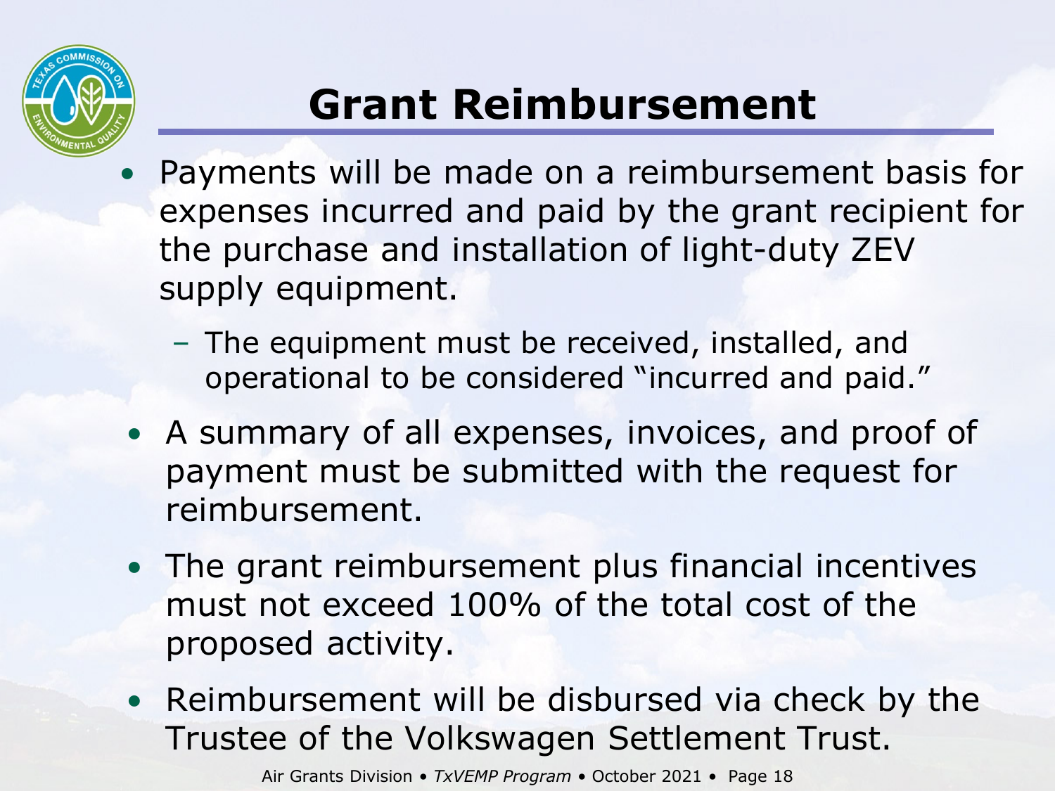# Grant Reimbursement

- Payments will be made on a reimbursement basis for expenses incurred and paid by the grant recipient for the purchase and installation of light-duty ZEV supply equipment.
  - The equipment must be received, installed, and operational to be considered "incurred and paid."
- A summary of all expenses, invoices, and proof of payment must be submitted with the request for reimbursement.
- The grant reimbursement plus financial incentives must not exceed 100% of the total cost of the proposed activity.
- Reimbursement will be disbursed via check by the Trustee of the Volkswagen Settlement Trust.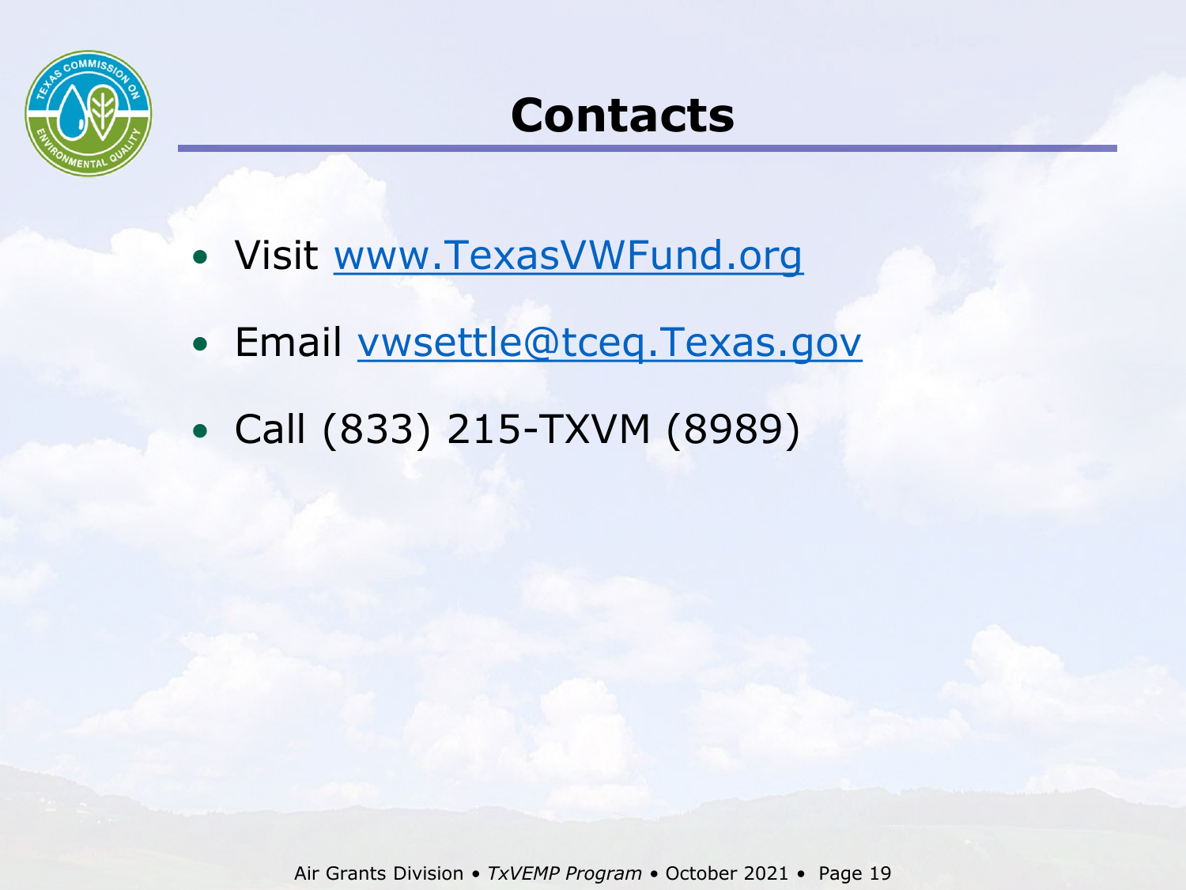# Contacts

- Visit www.TexasVWFund.org
- Email vwsettle@tceq.Texas.gov
- Call (833) 215-TXVM (8989)